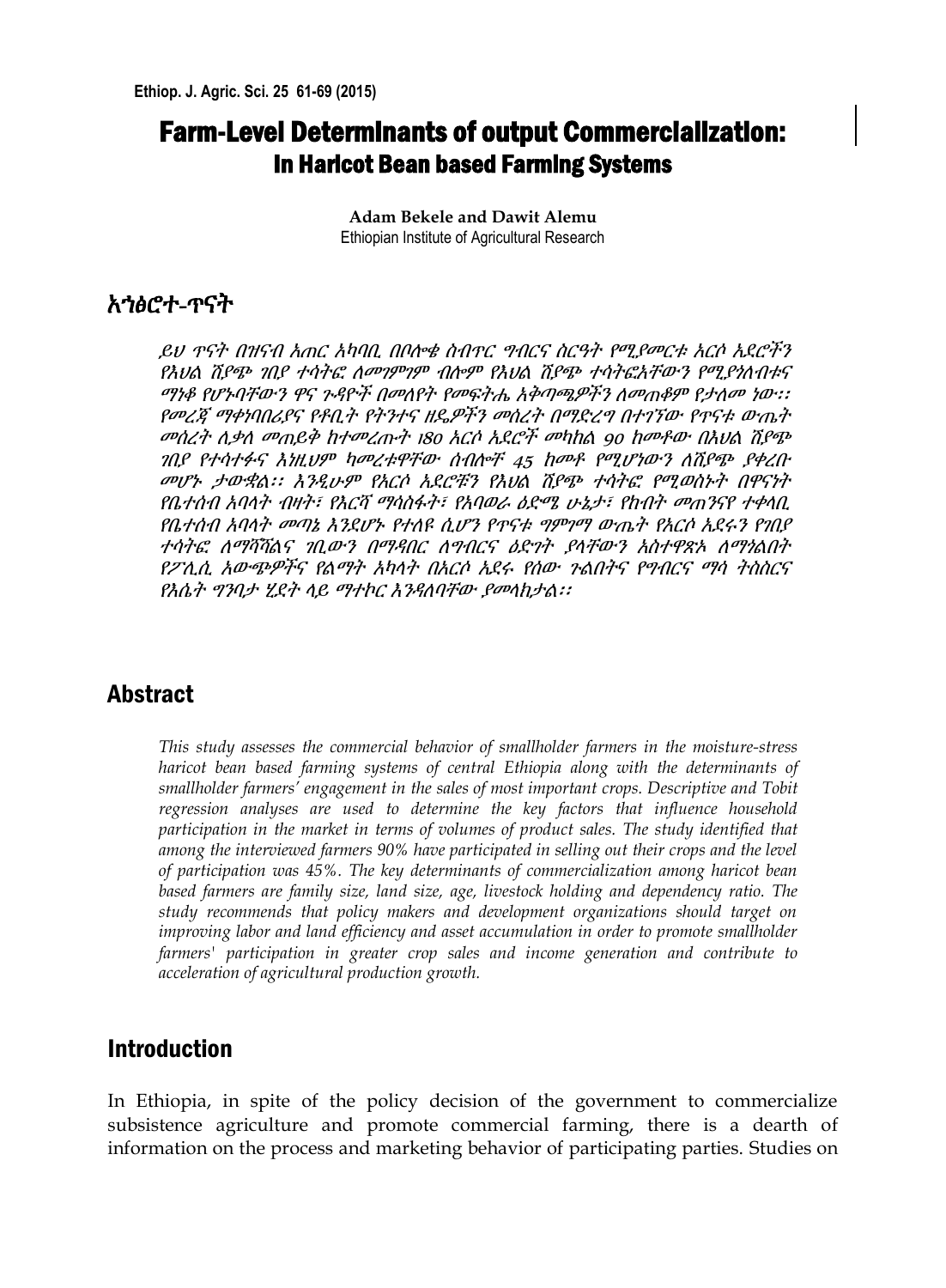# Farm-Level Determinants of output Commercialization: In Haricot Bean based Farming Systems

**Adam Bekele and Dawit Alemu**
Ethiopian Institute of Agricultural Research

## አኅፅሮተ-ጥናት

*ይህ ጥናት በዝናብ እጥር አካባቢ በቦሎቄ ስብጥር ግብርና ስርዓት የሚያመርቱ አርሶ አደሮችን የእህል ሽያጭ ገበያ ተሳትፎ ለመገምገም ብሎም የእህል ሽያጭ ተሳትፎአቸውን የሚያነሳሱና ማነቆ የሆኑባቸውን ዋና ጉዳዮች በመለየት የመፍትሔ አቅጣጫዎችን ለመጠቆም የታለመ ነው፡፡ የመረጃ ማቀነባበሪያና የቶቢት የትንተና ዘዴዎችን መሰረት በማድረግ በተገኘው የጥናቱ ውጤት መሰረት ለቃለ መጠይቅ ከተመረጡት 180 አርሶ አደሮች መካከል 90 ከመቶው በእህል ሽያጭ ገበያ የተሳተፉና እነዚህም ካመረቱዋቸው ሰብሎች 45 ከመቶ የሚሆነውን ለሽያጭ ያቀረቡ መሆኑ ታውቋል፡፡ እንዲሁም የአርሶ አደሮቹን የእህል ሽያጭ ተሳትፎ የሚወስኑት በዋናነት የቤተሰብ አባላት ብዛት፣ የእርሻ ማሳስፋት፣ የአባወራ ዕድሜ ሁኔታ፣ የከብት መጠንና ተቀላቢ የቤተሰብ አባላት መጣኔ እንደሆኑ የተለዩ ሲሆን የጥናቱ ግምገማ ውጤት የአርሶ አደሩን የገበያ ተሳትፎ ለማሻሻልና ገቢውን በማዳበር ለግብርና ዕድገት ያላቸውን አስተዋጽኦ ለማጎልበት የፖሊሲ አውጭዎችና የልማት አካላት በአርሶ አደሩ የሰው ጉልበትና የግብርና ማሳ ትስስርና የእሴት ግንባታ ሂደት ላይ ማተኮር እንዳለባቸው ያመላክታል፡፡*

## Abstract

*This study assesses the commercial behavior of smallholder farmers in the moisture-stress haricot bean based farming systems of central Ethiopia along with the determinants of smallholder farmers' engagement in the sales of most important crops. Descriptive and Tobit regression analyses are used to determine the key factors that influence household participation in the market in terms of volumes of product sales. The study identified that among the interviewed farmers 90% have participated in selling out their crops and the level of participation was 45%. The key determinants of commercialization among haricot bean based farmers are family size, land size, age, livestock holding and dependency ratio. The study recommends that policy makers and development organizations should target on improving labor and land efficiency and asset accumulation in order to promote smallholder farmers' participation in greater crop sales and income generation and contribute to acceleration of agricultural production growth.*

## Introduction

In Ethiopia, in spite of the policy decision of the government to commercialize subsistence agriculture and promote commercial farming, there is a dearth of information on the process and marketing behavior of participating parties. Studies on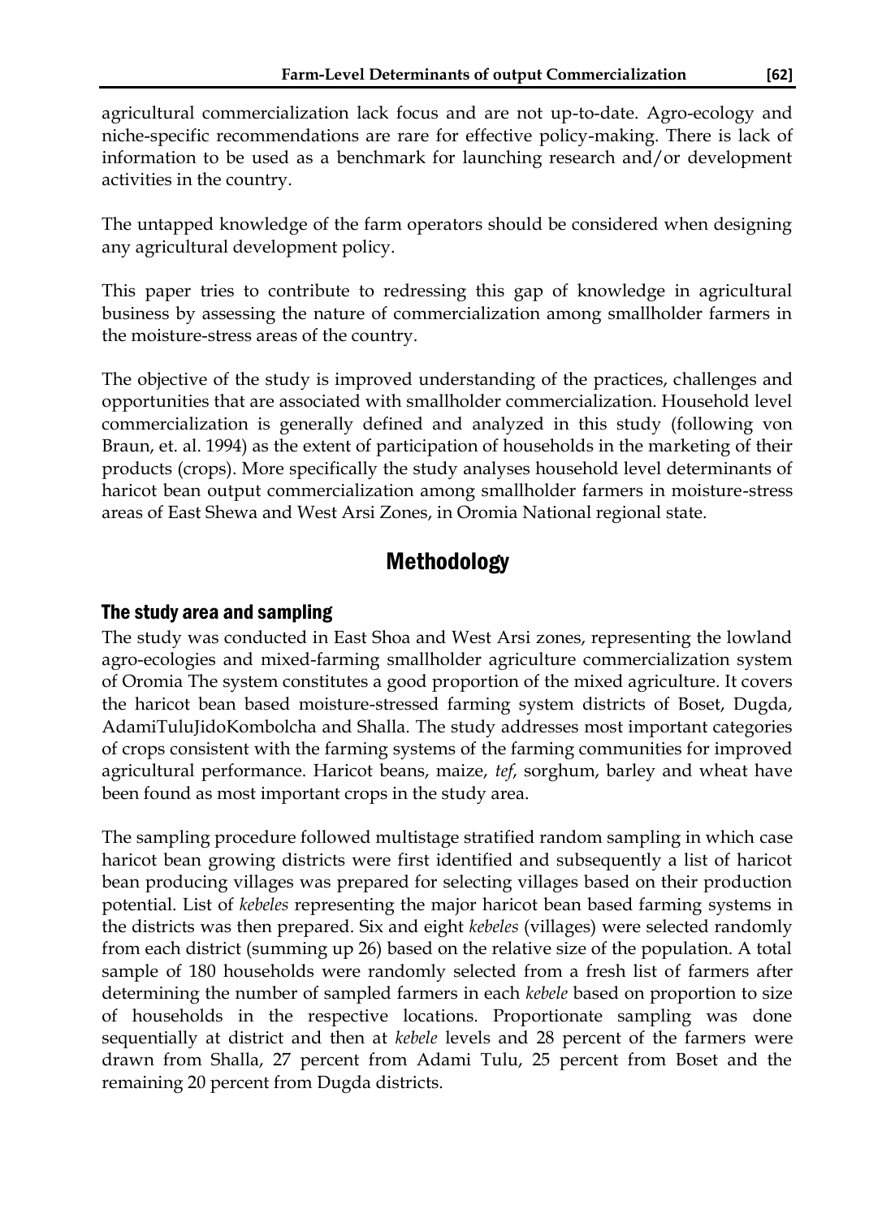agricultural commercialization lack focus and are not up-to-date. Agro-ecology and niche-specific recommendations are rare for effective policy-making. There is lack of information to be used as a benchmark for launching research and/or development activities in the country.

The untapped knowledge of the farm operators should be considered when designing any agricultural development policy.

This paper tries to contribute to redressing this gap of knowledge in agricultural business by assessing the nature of commercialization among smallholder farmers in the moisture-stress areas of the country.

The objective of the study is improved understanding of the practices, challenges and opportunities that are associated with smallholder commercialization. Household level commercialization is generally defined and analyzed in this study (following von Braun, et. al. 1994) as the extent of participation of households in the marketing of their products (crops). More specifically the study analyses household level determinants of haricot bean output commercialization among smallholder farmers in moisture-stress areas of East Shewa and West Arsi Zones, in Oromia National regional state.

# Methodology

## The study area and sampling

The study was conducted in East Shoa and West Arsi zones, representing the lowland agro-ecologies and mixed-farming smallholder agriculture commercialization system of Oromia The system constitutes a good proportion of the mixed agriculture. It covers the haricot bean based moisture-stressed farming system districts of Boset, Dugda, AdamiTuluJidoKombolcha and Shalla. The study addresses most important categories of crops consistent with the farming systems of the farming communities for improved agricultural performance. Haricot beans, maize, *tef*, sorghum, barley and wheat have been found as most important crops in the study area.

The sampling procedure followed multistage stratified random sampling in which case haricot bean growing districts were first identified and subsequently a list of haricot bean producing villages was prepared for selecting villages based on their production potential. List of *kebeles* representing the major haricot bean based farming systems in the districts was then prepared. Six and eight *kebeles* (villages) were selected randomly from each district (summing up 26) based on the relative size of the population. A total sample of 180 households were randomly selected from a fresh list of farmers after determining the number of sampled farmers in each *kebele* based on proportion to size of households in the respective locations. Proportionate sampling was done sequentially at district and then at *kebele* levels and 28 percent of the farmers were drawn from Shalla, 27 percent from Adami Tulu, 25 percent from Boset and the remaining 20 percent from Dugda districts.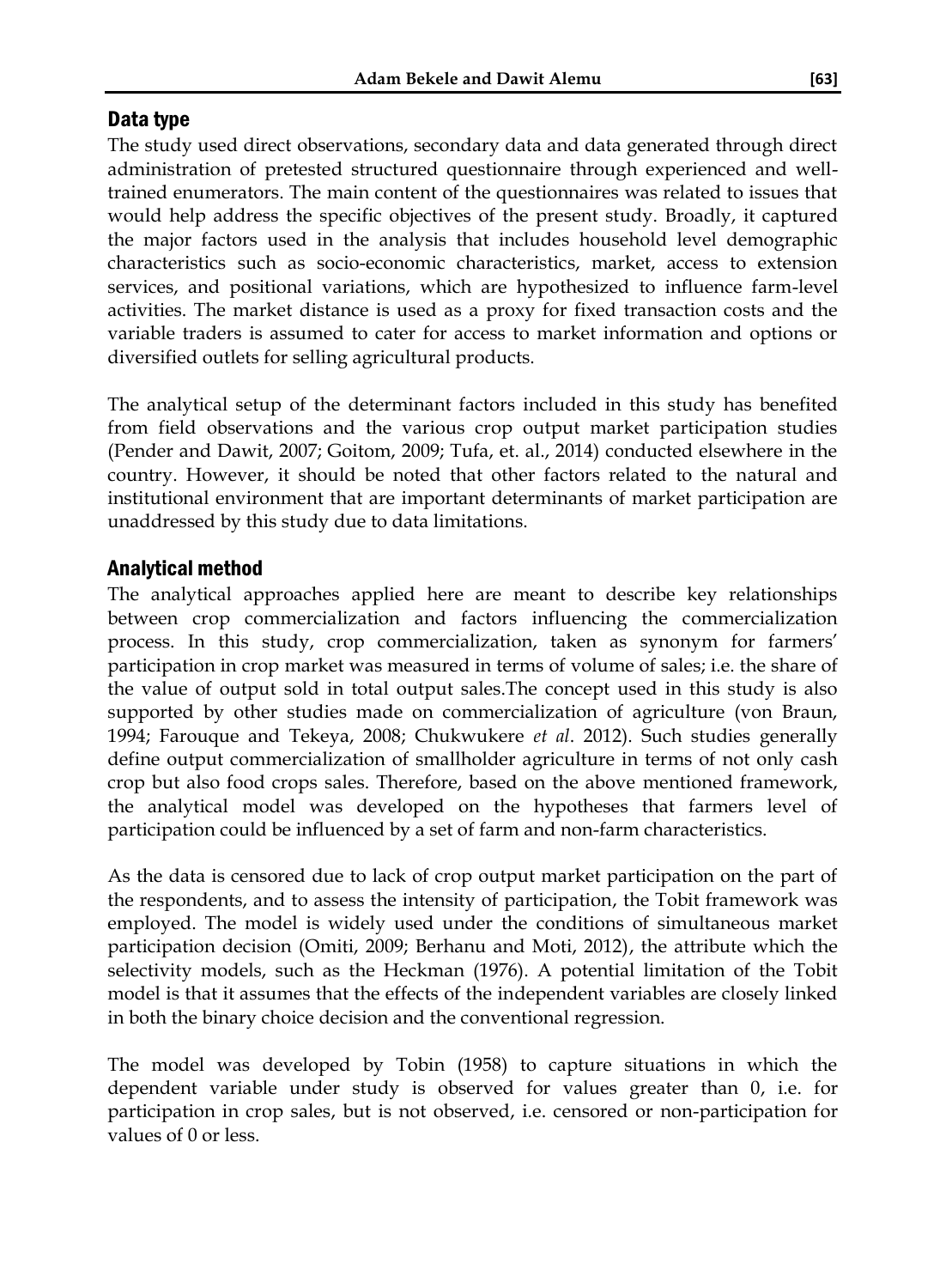## Data type

The study used direct observations, secondary data and data generated through direct administration of pretested structured questionnaire through experienced and well-trained enumerators. The main content of the questionnaires was related to issues that would help address the specific objectives of the present study. Broadly, it captured the major factors used in the analysis that includes household level demographic characteristics such as socio-economic characteristics, market, access to extension services, and positional variations, which are hypothesized to influence farm-level activities. The market distance is used as a proxy for fixed transaction costs and the variable traders is assumed to cater for access to market information and options or diversified outlets for selling agricultural products.

The analytical setup of the determinant factors included in this study has benefited from field observations and the various crop output market participation studies (Pender and Dawit, 2007; Goitom, 2009; Tufa, et. al., 2014) conducted elsewhere in the country. However, it should be noted that other factors related to the natural and institutional environment that are important determinants of market participation are unaddressed by this study due to data limitations.

## Analytical method

The analytical approaches applied here are meant to describe key relationships between crop commercialization and factors influencing the commercialization process. In this study, crop commercialization, taken as synonym for farmers' participation in crop market was measured in terms of volume of sales; i.e. the share of the value of output sold in total output sales.The concept used in this study is also supported by other studies made on commercialization of agriculture (von Braun, 1994; Farouque and Tekeya, 2008; Chukwukere *et al*. 2012). Such studies generally define output commercialization of smallholder agriculture in terms of not only cash crop but also food crops sales. Therefore, based on the above mentioned framework, the analytical model was developed on the hypotheses that farmers level of participation could be influenced by a set of farm and non-farm characteristics.

As the data is censored due to lack of crop output market participation on the part of the respondents, and to assess the intensity of participation, the Tobit framework was employed. The model is widely used under the conditions of simultaneous market participation decision (Omiti, 2009; Berhanu and Moti, 2012), the attribute which the selectivity models, such as the Heckman (1976). A potential limitation of the Tobit model is that it assumes that the effects of the independent variables are closely linked in both the binary choice decision and the conventional regression.

The model was developed by Tobin (1958) to capture situations in which the dependent variable under study is observed for values greater than 0, i.e. for participation in crop sales, but is not observed, i.e. censored or non-participation for values of 0 or less.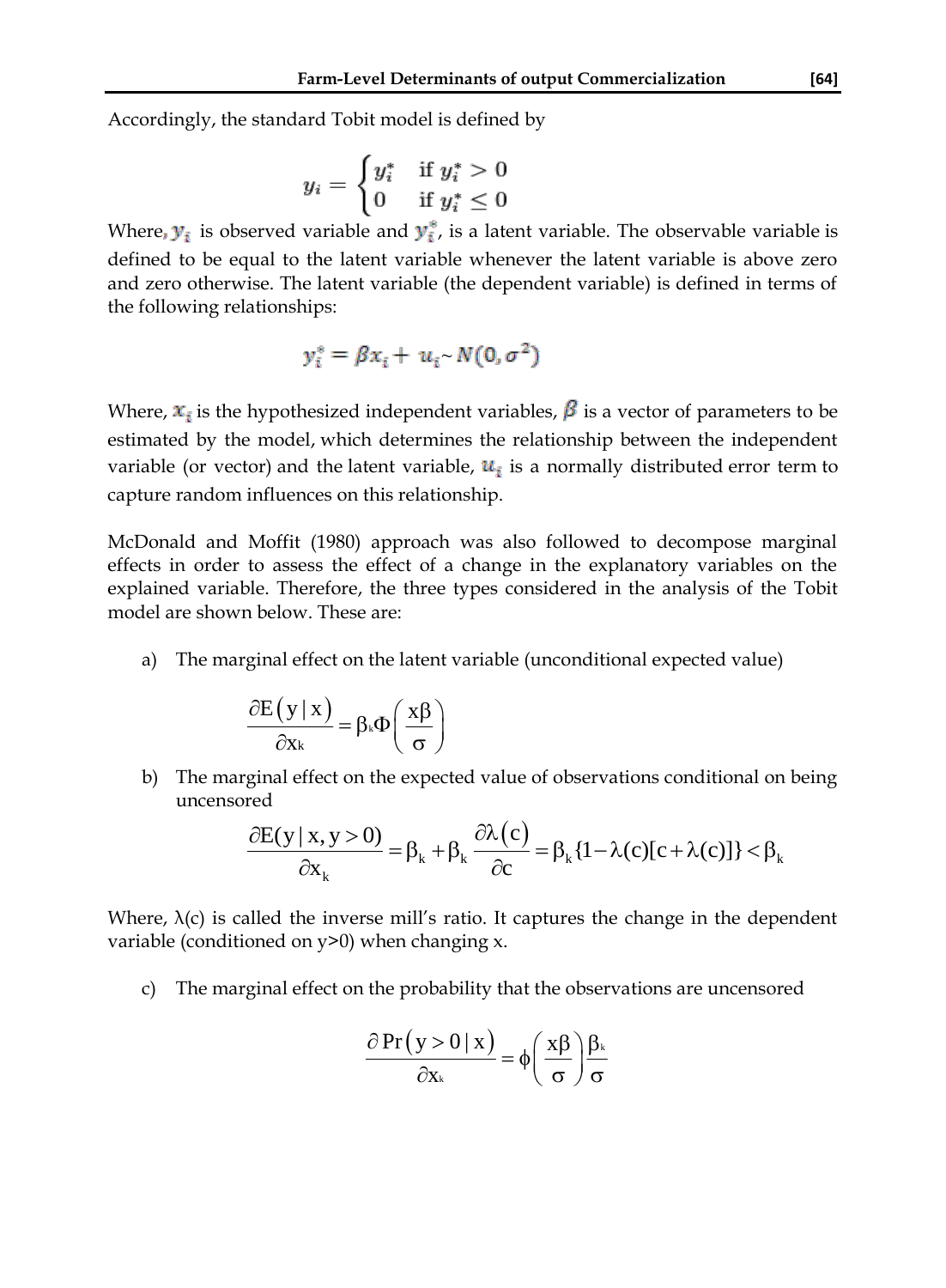Accordingly, the standard Tobit model is defined by

$$y_i = \begin{cases} y_i^* & \text{if } y_i^* > 0 \\ 0 & \text{if } y_i^* \leq 0 \end{cases}$$

Where, $y_i$ is observed variable and $y_i^*$, is a latent variable. The observable variable is defined to be equal to the latent variable whenever the latent variable is above zero and zero otherwise. The latent variable (the dependent variable) is defined in terms of the following relationships:

$$y_i^* = \beta x_i + u_i \sim N(0, \sigma^2)$$

Where, $x_i$ is the hypothesized independent variables, $\beta$ is a vector of parameters to be estimated by the model, which determines the relationship between the independent variable (or vector) and the latent variable, $u_i$ is a normally distributed error term to capture random influences on this relationship.

McDonald and Moffit (1980) approach was also followed to decompose marginal effects in order to assess the effect of a change in the explanatory variables on the explained variable. Therefore, the three types considered in the analysis of the Tobit model are shown below. These are:

a) The marginal effect on the latent variable (unconditional expected value)

$$\frac{\partial E(y \mid x)}{\partial x_k} = \beta_k \Phi\left(\frac{x\beta}{\sigma}\right)$$

b) The marginal effect on the expected value of observations conditional on being uncensored

$$\frac{\partial E(y \mid x, y > 0)}{\partial x_k} = \beta_k + \beta_k \frac{\partial \lambda(c)}{\partial c} = \beta_k \{1 - \lambda(c)[c + \lambda(c)]\} < \beta_k$$

Where, $\lambda(c)$ is called the inverse mill's ratio. It captures the change in the dependent variable (conditioned on $y>0$) when changing x.

c) The marginal effect on the probability that the observations are uncensored

$$\frac{\partial \Pr(y > 0 \mid x)}{\partial x_k} = \phi\left(\frac{x\beta}{\sigma}\right)\frac{\beta_k}{\sigma}$$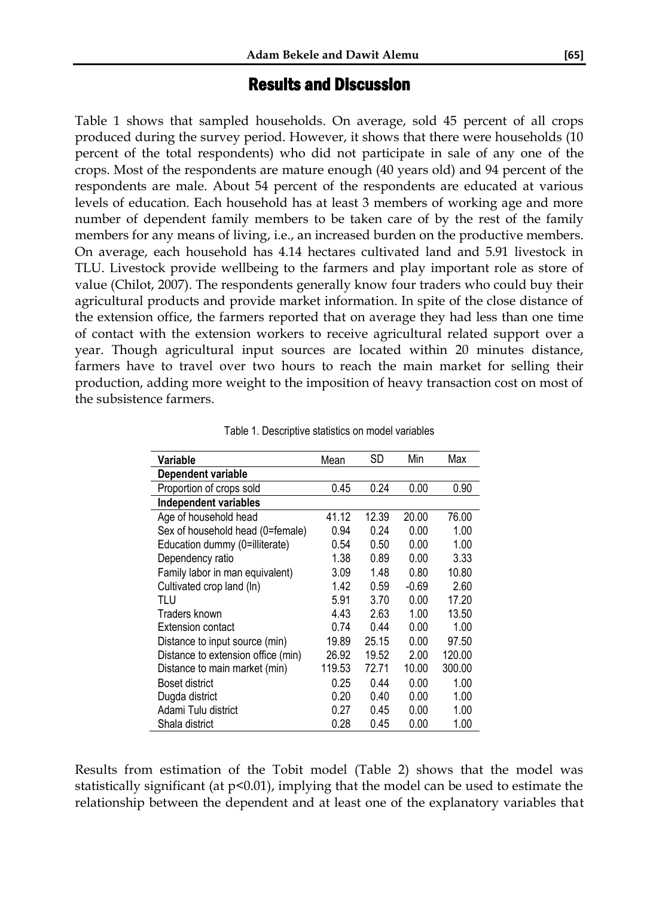## Results and Discussion

Table 1 shows that sampled households. On average, sold 45 percent of all crops produced during the survey period. However, it shows that there were households (10 percent of the total respondents) who did not participate in sale of any one of the crops. Most of the respondents are mature enough (40 years old) and 94 percent of the respondents are male. About 54 percent of the respondents are educated at various levels of education. Each household has at least 3 members of working age and more number of dependent family members to be taken care of by the rest of the family members for any means of living, i.e., an increased burden on the productive members. On average, each household has 4.14 hectares cultivated land and 5.91 livestock in TLU. Livestock provide wellbeing to the farmers and play important role as store of value (Chilot, 2007). The respondents generally know four traders who could buy their agricultural products and provide market information. In spite of the close distance of the extension office, the farmers reported that on average they had less than one time of contact with the extension workers to receive agricultural related support over a year. Though agricultural input sources are located within 20 minutes distance, farmers have to travel over two hours to reach the main market for selling their production, adding more weight to the imposition of heavy transaction cost on most of the subsistence farmers.

Table 1. Descriptive statistics on model variables

| Variable | Mean | SD | Min | Max |
|---|---|---|---|---|
| **Dependent variable** | | | | |
| Proportion of crops sold | 0.45 | 0.24 | 0.00 | 0.90 |
| **Independent variables** | | | | |
| Age of household head | 41.12 | 12.39 | 20.00 | 76.00 |
| Sex of household head (0=female) | 0.94 | 0.24 | 0.00 | 1.00 |
| Education dummy (0=illiterate) | 0.54 | 0.50 | 0.00 | 1.00 |
| Dependency ratio | 1.38 | 0.89 | 0.00 | 3.33 |
| Family labor in man equivalent) | 3.09 | 1.48 | 0.80 | 10.80 |
| Cultivated crop land (ln) | 1.42 | 0.59 | -0.69 | 2.60 |
| TLU | 5.91 | 3.70 | 0.00 | 17.20 |
| Traders known | 4.43 | 2.63 | 1.00 | 13.50 |
| Extension contact | 0.74 | 0.44 | 0.00 | 1.00 |
| Distance to input source (min) | 19.89 | 25.15 | 0.00 | 97.50 |
| Distance to extension office (min) | 26.92 | 19.52 | 2.00 | 120.00 |
| Distance to main market (min) | 119.53 | 72.71 | 10.00 | 300.00 |
| Boset district | 0.25 | 0.44 | 0.00 | 1.00 |
| Dugda district | 0.20 | 0.40 | 0.00 | 1.00 |
| Adami Tulu district | 0.27 | 0.45 | 0.00 | 1.00 |
| Shala district | 0.28 | 0.45 | 0.00 | 1.00 |

Results from estimation of the Tobit model (Table 2) shows that the model was statistically significant (at $p<0.01$), implying that the model can be used to estimate the relationship between the dependent and at least one of the explanatory variables that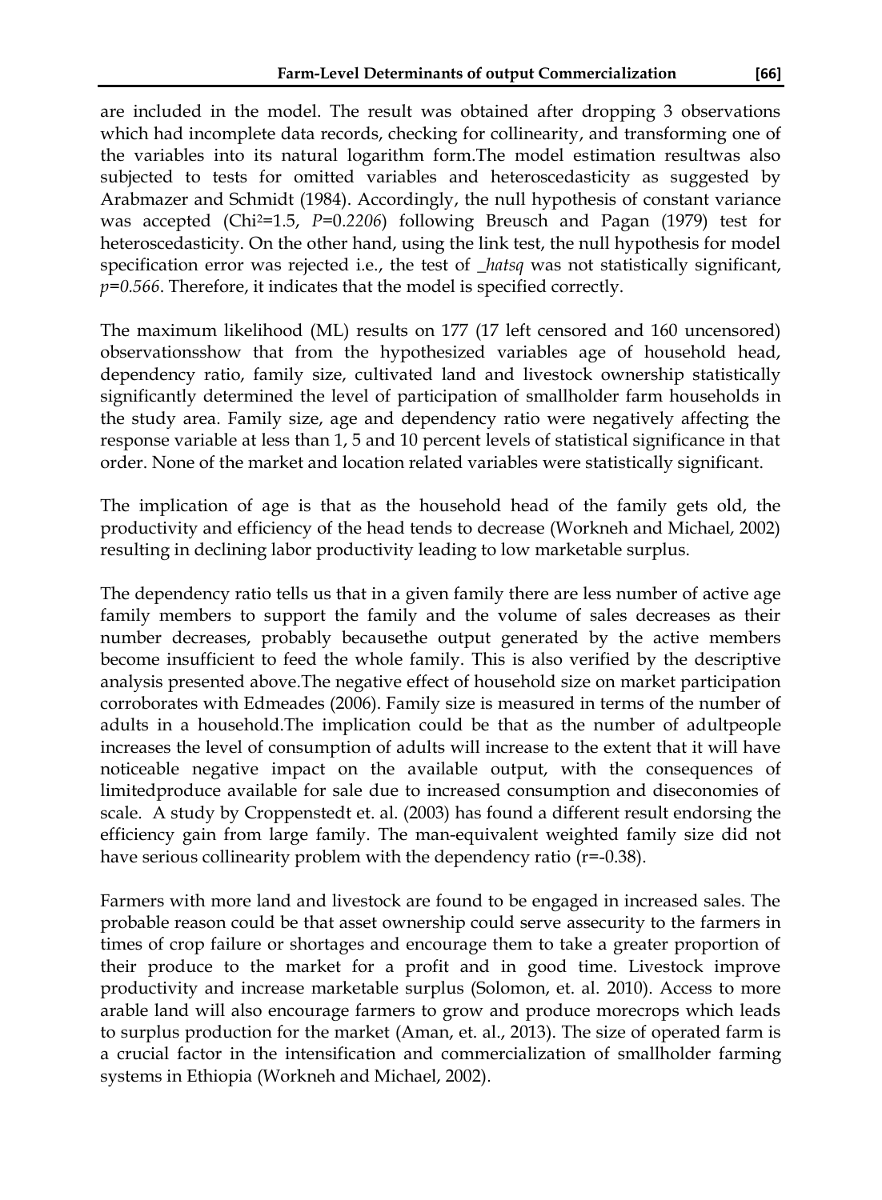are included in the model. The result was obtained after dropping 3 observations which had incomplete data records, checking for collinearity, and transforming one of the variables into its natural logarithm form.The model estimation resultwas also subjected to tests for omitted variables and heteroscedasticity as suggested by Arabmazer and Schmidt (1984). Accordingly, the null hypothesis of constant variance was accepted ($Chi^2$=1.5, *P=0.2206*) following Breusch and Pagan (1979) test for heteroscedasticity. On the other hand, using the link test, the null hypothesis for model specification error was rejected i.e., the test of *_hatsq* was not statistically significant, *p=0.566*. Therefore, it indicates that the model is specified correctly.

The maximum likelihood (ML) results on 177 (17 left censored and 160 uncensored) observationsshow that from the hypothesized variables age of household head, dependency ratio, family size, cultivated land and livestock ownership statistically significantly determined the level of participation of smallholder farm households in the study area. Family size, age and dependency ratio were negatively affecting the response variable at less than 1, 5 and 10 percent levels of statistical significance in that order. None of the market and location related variables were statistically significant.

The implication of age is that as the household head of the family gets old, the productivity and efficiency of the head tends to decrease (Workneh and Michael, 2002) resulting in declining labor productivity leading to low marketable surplus.

The dependency ratio tells us that in a given family there are less number of active age family members to support the family and the volume of sales decreases as their number decreases, probably becausethe output generated by the active members become insufficient to feed the whole family. This is also verified by the descriptive analysis presented above.The negative effect of household size on market participation corroborates with Edmeades (2006). Family size is measured in terms of the number of adults in a household.The implication could be that as the number of adultpeople increases the level of consumption of adults will increase to the extent that it will have noticeable negative impact on the available output, with the consequences of limitedproduce available for sale due to increased consumption and diseconomies of scale. A study by Croppenstedt et. al. (2003) has found a different result endorsing the efficiency gain from large family. The man-equivalent weighted family size did not have serious collinearity problem with the dependency ratio (r=-0.38).

Farmers with more land and livestock are found to be engaged in increased sales. The probable reason could be that asset ownership could serve assecurity to the farmers in times of crop failure or shortages and encourage them to take a greater proportion of their produce to the market for a profit and in good time. Livestock improve productivity and increase marketable surplus (Solomon, et. al. 2010). Access to more arable land will also encourage farmers to grow and produce morecrops which leads to surplus production for the market (Aman, et. al., 2013). The size of operated farm is a crucial factor in the intensification and commercialization of smallholder farming systems in Ethiopia (Workneh and Michael, 2002).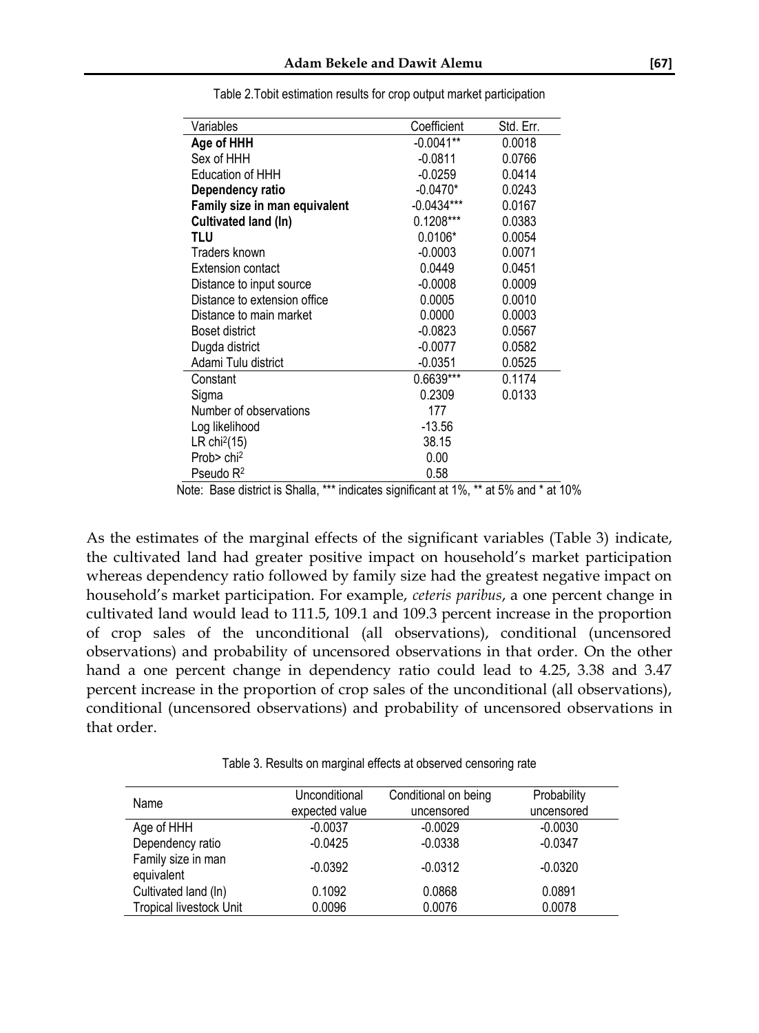Table 2.Tobit estimation results for crop output market participation

| Variables | Coefficient | Std. Err. |
|---|---|---|
| **Age of HHH** | -0.0041** | 0.0018 |
| Sex of HHH | -0.0811 | 0.0766 |
| Education of HHH | -0.0259 | 0.0414 |
| **Dependency ratio** | -0.0470* | 0.0243 |
| **Family size in man equivalent** | -0.0434*** | 0.0167 |
| **Cultivated land (ln)** | 0.1208*** | 0.0383 |
| **TLU** | 0.0106* | 0.0054 |
| Traders known | -0.0003 | 0.0071 |
| Extension contact | 0.0449 | 0.0451 |
| Distance to input source | -0.0008 | 0.0009 |
| Distance to extension office | 0.0005 | 0.0010 |
| Distance to main market | 0.0000 | 0.0003 |
| Boset district | -0.0823 | 0.0567 |
| Dugda district | -0.0077 | 0.0582 |
| Adami Tulu district | -0.0351 | 0.0525 |
| Constant | 0.6639*** | 0.1174 |
| Sigma | 0.2309 | 0.0133 |
| Number of observations | 177 | |
| Log likelihood | -13.56 | |
| LR $chi^2(15)$ | 38.15 | |
| Prob> $chi^2$ | 0.00 | |
| Pseudo $R^2$ | 0.58 | |

Note: Base district is Shalla, *** indicates significant at 1%, ** at 5% and * at 10%

As the estimates of the marginal effects of the significant variables (Table 3) indicate, the cultivated land had greater positive impact on household's market participation whereas dependency ratio followed by family size had the greatest negative impact on household's market participation. For example, *ceteris paribus*, a one percent change in cultivated land would lead to 111.5, 109.1 and 109.3 percent increase in the proportion of crop sales of the unconditional (all observations), conditional (uncensored observations) and probability of uncensored observations in that order. On the other hand a one percent change in dependency ratio could lead to 4.25, 3.38 and 3.47 percent increase in the proportion of crop sales of the unconditional (all observations), conditional (uncensored observations) and probability of uncensored observations in that order.

Table 3. Results on marginal effects at observed censoring rate

| Name | Unconditional expected value | Conditional on being uncensored | Probability uncensored |
|---|---|---|---|
| Age of HHH | -0.0037 | -0.0029 | -0.0030 |
| Dependency ratio | -0.0425 | -0.0338 | -0.0347 |
| Family size in man equivalent | -0.0392 | -0.0312 | -0.0320 |
| Cultivated land (ln) | 0.1092 | 0.0868 | 0.0891 |
| Tropical livestock Unit | 0.0096 | 0.0076 | 0.0078 |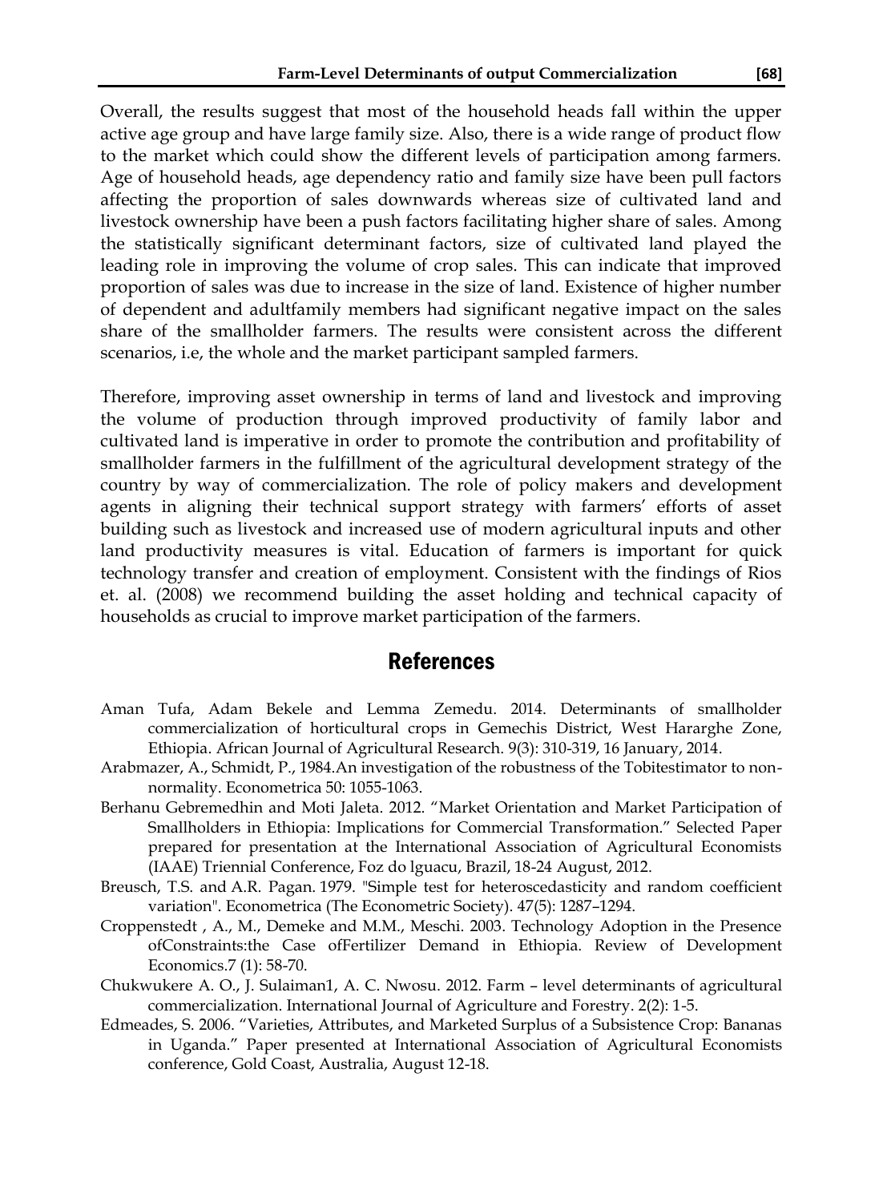Overall, the results suggest that most of the household heads fall within the upper active age group and have large family size. Also, there is a wide range of product flow to the market which could show the different levels of participation among farmers. Age of household heads, age dependency ratio and family size have been pull factors affecting the proportion of sales downwards whereas size of cultivated land and livestock ownership have been a push factors facilitating higher share of sales. Among the statistically significant determinant factors, size of cultivated land played the leading role in improving the volume of crop sales. This can indicate that improved proportion of sales was due to increase in the size of land. Existence of higher number of dependent and adultfamily members had significant negative impact on the sales share of the smallholder farmers. The results were consistent across the different scenarios, i.e, the whole and the market participant sampled farmers.

Therefore, improving asset ownership in terms of land and livestock and improving the volume of production through improved productivity of family labor and cultivated land is imperative in order to promote the contribution and profitability of smallholder farmers in the fulfillment of the agricultural development strategy of the country by way of commercialization. The role of policy makers and development agents in aligning their technical support strategy with farmers' efforts of asset building such as livestock and increased use of modern agricultural inputs and other land productivity measures is vital. Education of farmers is important for quick technology transfer and creation of employment. Consistent with the findings of Rios et. al. (2008) we recommend building the asset holding and technical capacity of households as crucial to improve market participation of the farmers.

## References

Aman Tufa, Adam Bekele and Lemma Zemedu. 2014. Determinants of smallholder commercialization of horticultural crops in Gemechis District, West Hararghe Zone, Ethiopia. African Journal of Agricultural Research. 9(3): 310-319, 16 January, 2014.

Arabmazer, A., Schmidt, P., 1984.An investigation of the robustness of the Tobitestimator to non-normality. Econometrica 50: 1055-1063.

Berhanu Gebremedhin and Moti Jaleta. 2012. "Market Orientation and Market Participation of Smallholders in Ethiopia: Implications for Commercial Transformation." Selected Paper prepared for presentation at the International Association of Agricultural Economists (IAAE) Triennial Conference, Foz do lguacu, Brazil, 18-24 August, 2012.

Breusch, T.S. and A.R. Pagan. 1979. "Simple test for heteroscedasticity and random coefficient variation". Econometrica (The Econometric Society). 47(5): 1287–1294.

Croppenstedt , A., M., Demeke and M.M., Meschi. 2003. Technology Adoption in the Presence ofConstraints:the Case ofFertilizer Demand in Ethiopia. Review of Development Economics.7 (1): 58-70.

Chukwukere A. O., J. Sulaiman1, A. C. Nwosu. 2012. Farm – level determinants of agricultural commercialization. International Journal of Agriculture and Forestry. 2(2): 1-5.

Edmeades, S. 2006. "Varieties, Attributes, and Marketed Surplus of a Subsistence Crop: Bananas in Uganda." Paper presented at International Association of Agricultural Economists conference, Gold Coast, Australia, August 12-18.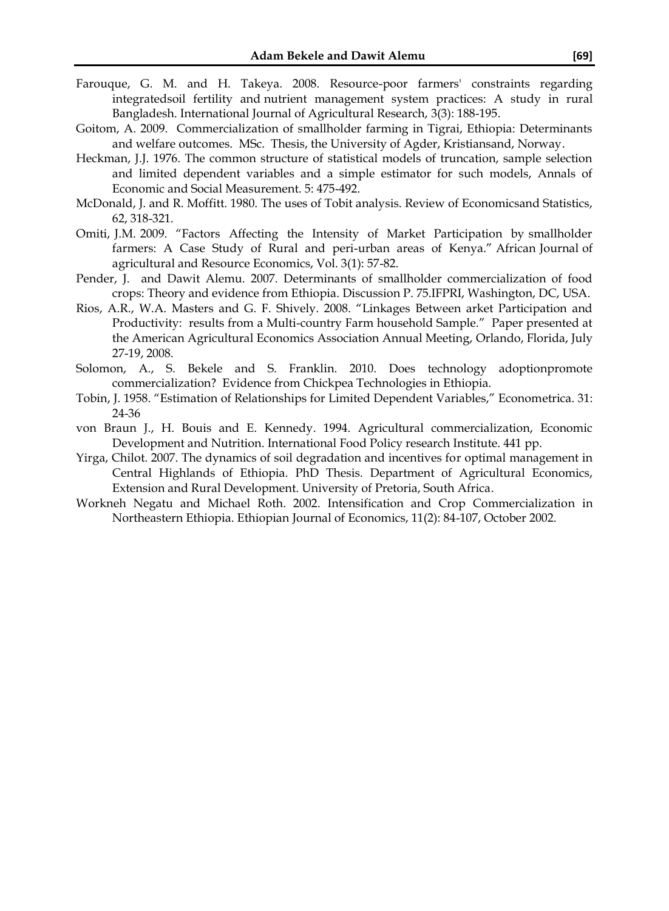Farouque, G. M. and H. Takeya. 2008. Resource-poor farmers' constraints regarding integratedsoil fertility and nutrient management system practices: A study in rural Bangladesh. International Journal of Agricultural Research, 3(3): 188-195.

Goitom, A. 2009. Commercialization of smallholder farming in Tigrai, Ethiopia: Determinants and welfare outcomes. MSc. Thesis, the University of Agder, Kristiansand, Norway.

Heckman, J.J. 1976. The common structure of statistical models of truncation, sample selection and limited dependent variables and a simple estimator for such models, Annals of Economic and Social Measurement. 5: 475-492.

McDonald, J. and R. Moffitt. 1980. The uses of Tobit analysis. Review of Economicsand Statistics, 62, 318-321.

Omiti, J.M. 2009. "Factors Affecting the Intensity of Market Participation by smallholder farmers: A Case Study of Rural and peri-urban areas of Kenya." African Journal of agricultural and Resource Economics, Vol. 3(1): 57-82.

Pender, J. and Dawit Alemu. 2007. Determinants of smallholder commercialization of food crops: Theory and evidence from Ethiopia. Discussion P. 75.IFPRI, Washington, DC, USA.

Rios, A.R., W.A. Masters and G. F. Shively. 2008. "Linkages Between arket Participation and Productivity: results from a Multi-country Farm household Sample." Paper presented at the American Agricultural Economics Association Annual Meeting, Orlando, Florida, July 27-19, 2008.

Solomon, A., S. Bekele and S. Franklin. 2010. Does technology adoptionpromote commercialization? Evidence from Chickpea Technologies in Ethiopia.

Tobin, J. 1958. "Estimation of Relationships for Limited Dependent Variables," Econometrica. 31: 24-36

von Braun J., H. Bouis and E. Kennedy. 1994. Agricultural commercialization, Economic Development and Nutrition. International Food Policy research Institute. 441 pp.

Yirga, Chilot. 2007. The dynamics of soil degradation and incentives for optimal management in Central Highlands of Ethiopia. PhD Thesis. Department of Agricultural Economics, Extension and Rural Development. University of Pretoria, South Africa.

Workneh Negatu and Michael Roth. 2002. Intensification and Crop Commercialization in Northeastern Ethiopia. Ethiopian Journal of Economics, 11(2): 84-107, October 2002.